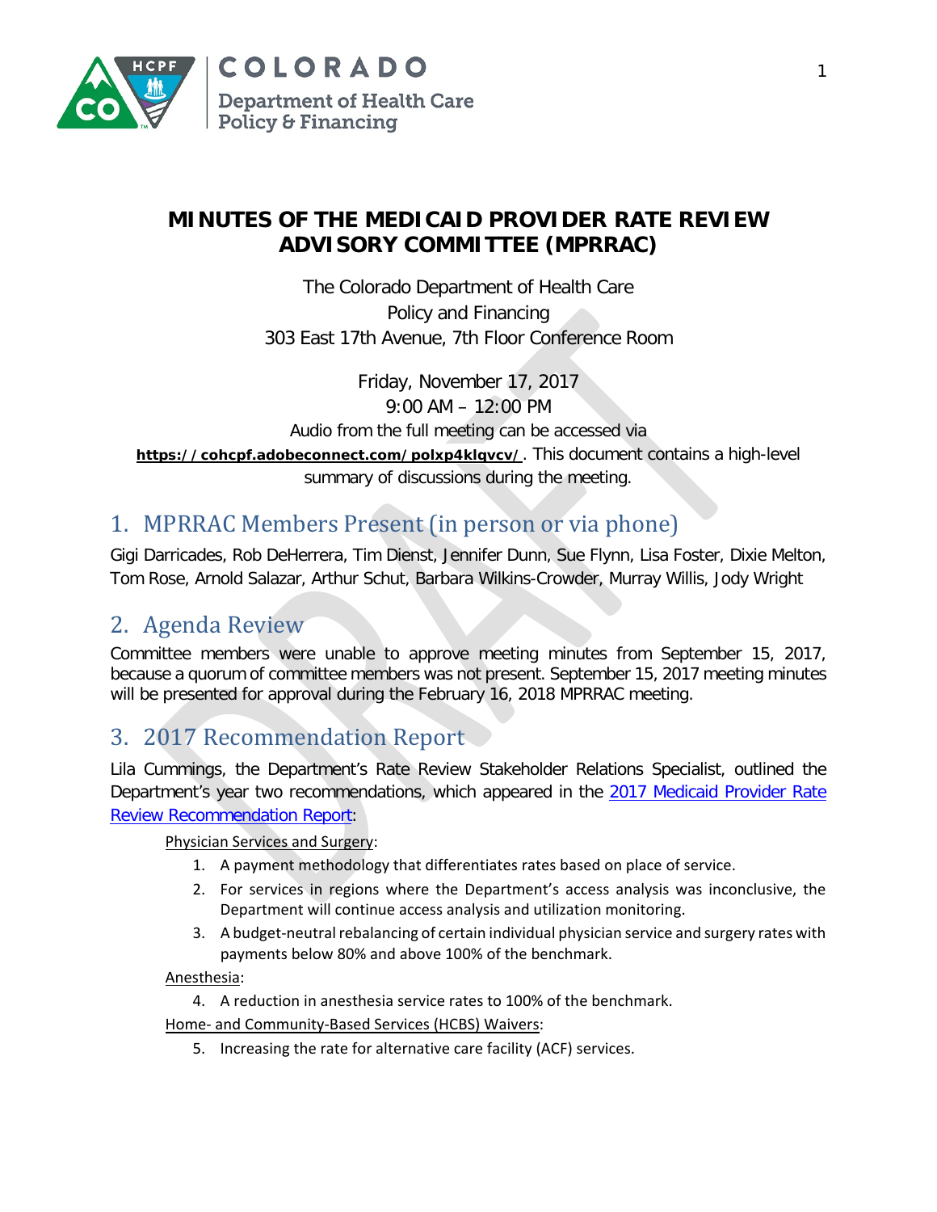# MINUTES OF THE MEDICAID PROVIDER RATE REVIEW ADVISORY COMMITTEE (MPRRAC)

The Colorado Department of Health Care Policy and Financing
303 East 17th Avenue, 7th Floor Conference Room

Friday, November 17, 2017
9:00 AM – 12:00 PM
Audio from the full meeting can be accessed via **https://cohcpf.adobeconnect.com/polxp4klqvcv/**. This document contains a high-level summary of discussions during the meeting.

## 1. MPRRAC Members Present (in person or via phone)

Gigi Darricades, Rob DeHerrera, Tim Dienst, Jennifer Dunn, Sue Flynn, Lisa Foster, Dixie Melton, Tom Rose, Arnold Salazar, Arthur Schut, Barbara Wilkins-Crowder, Murray Willis, Jody Wright

## 2. Agenda Review

Committee members were unable to approve meeting minutes from September 15, 2017, because a quorum of committee members was not present. September 15, 2017 meeting minutes will be presented for approval during the February 16, 2018 MPRRAC meeting.

## 3. 2017 Recommendation Report

Lila Cummings, the Department's Rate Review Stakeholder Relations Specialist, outlined the Department's year two recommendations, which appeared in the 2017 Medicaid Provider Rate Review Recommendation Report:

Physician Services and Surgery:

1. A payment methodology that differentiates rates based on place of service.
2. For services in regions where the Department's access analysis was inconclusive, the Department will continue access analysis and utilization monitoring.
3. A budget-neutral rebalancing of certain individual physician service and surgery rates with payments below 80% and above 100% of the benchmark.

Anesthesia:

4. A reduction in anesthesia service rates to 100% of the benchmark.

Home- and Community-Based Services (HCBS) Waivers:

5. Increasing the rate for alternative care facility (ACF) services.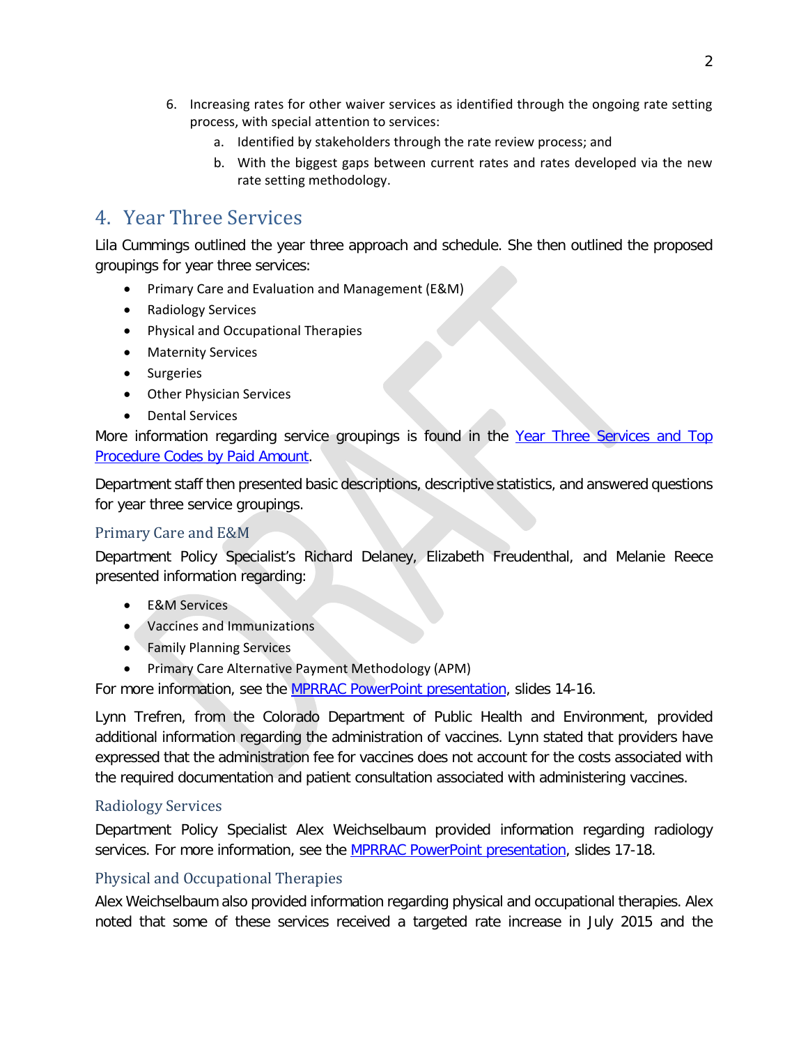6. Increasing rates for other waiver services as identified through the ongoing rate setting process, with special attention to services:
    a. Identified by stakeholders through the rate review process; and
    b. With the biggest gaps between current rates and rates developed via the new rate setting methodology.

## 4. Year Three Services

Lila Cummings outlined the year three approach and schedule. She then outlined the proposed groupings for year three services:

- Primary Care and Evaluation and Management (E&M)
- Radiology Services
- Physical and Occupational Therapies
- Maternity Services
- Surgeries
- Other Physician Services
- Dental Services

More information regarding service groupings is found in the [Year Three Services and Top Procedure Codes by Paid Amount](#).

Department staff then presented basic descriptions, descriptive statistics, and answered questions for year three service groupings.

### Primary Care and E&M

Department Policy Specialist's Richard Delaney, Elizabeth Freudenthal, and Melanie Reece presented information regarding:

- E&M Services
- Vaccines and Immunizations
- Family Planning Services
- Primary Care Alternative Payment Methodology (APM)

For more information, see the [MPRRAC PowerPoint presentation](#), slides 14-16.

Lynn Trefren, from the Colorado Department of Public Health and Environment, provided additional information regarding the administration of vaccines. Lynn stated that providers have expressed that the administration fee for vaccines does not account for the costs associated with the required documentation and patient consultation associated with administering vaccines.

### Radiology Services

Department Policy Specialist Alex Weichselbaum provided information regarding radiology services. For more information, see the [MPRRAC PowerPoint presentation](#), slides 17-18.

### Physical and Occupational Therapies

Alex Weichselbaum also provided information regarding physical and occupational therapies. Alex noted that some of these services received a targeted rate increase in July 2015 and the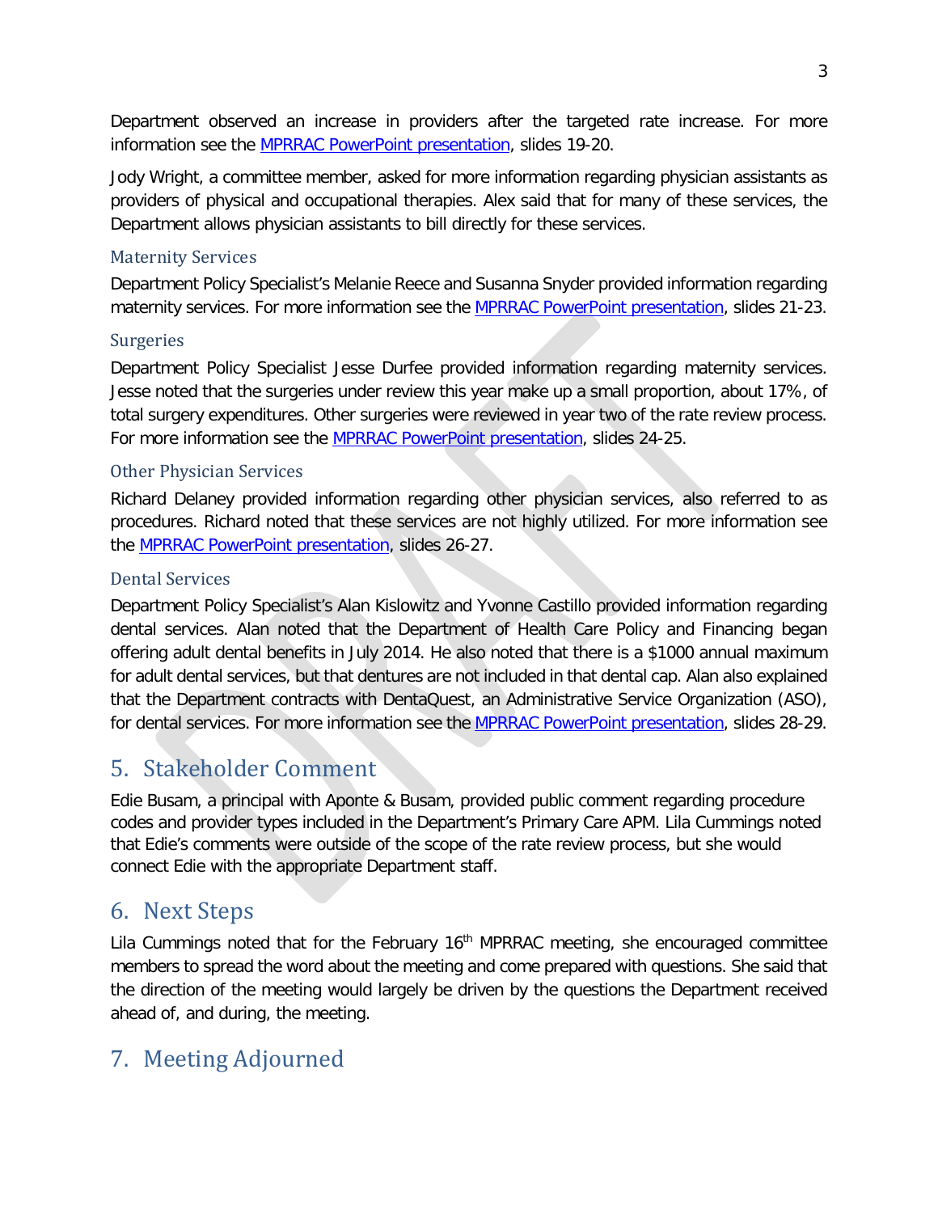Department observed an increase in providers after the targeted rate increase. For more information see the MPRRAC PowerPoint presentation, slides 19-20.

Jody Wright, a committee member, asked for more information regarding physician assistants as providers of physical and occupational therapies. Alex said that for many of these services, the Department allows physician assistants to bill directly for these services.

### Maternity Services

Department Policy Specialist's Melanie Reece and Susanna Snyder provided information regarding maternity services. For more information see the MPRRAC PowerPoint presentation, slides 21-23.

### Surgeries

Department Policy Specialist Jesse Durfee provided information regarding maternity services. Jesse noted that the surgeries under review this year make up a small proportion, about 17%, of total surgery expenditures. Other surgeries were reviewed in year two of the rate review process. For more information see the MPRRAC PowerPoint presentation, slides 24-25.

### Other Physician Services

Richard Delaney provided information regarding other physician services, also referred to as procedures. Richard noted that these services are not highly utilized. For more information see the MPRRAC PowerPoint presentation, slides 26-27.

### Dental Services

Department Policy Specialist's Alan Kislowitz and Yvonne Castillo provided information regarding dental services. Alan noted that the Department of Health Care Policy and Financing began offering adult dental benefits in July 2014. He also noted that there is a $1000 annual maximum for adult dental services, but that dentures are not included in that dental cap. Alan also explained that the Department contracts with DentaQuest, an Administrative Service Organization (ASO), for dental services. For more information see the MPRRAC PowerPoint presentation, slides 28-29.

## 5. Stakeholder Comment

Edie Busam, a principal with Aponte & Busam, provided public comment regarding procedure codes and provider types included in the Department's Primary Care APM. Lila Cummings noted that Edie's comments were outside of the scope of the rate review process, but she would connect Edie with the appropriate Department staff.

## 6. Next Steps

Lila Cummings noted that for the February 16th MPRRAC meeting, she encouraged committee members to spread the word about the meeting and come prepared with questions. She said that the direction of the meeting would largely be driven by the questions the Department received ahead of, and during, the meeting.

## 7. Meeting Adjourned